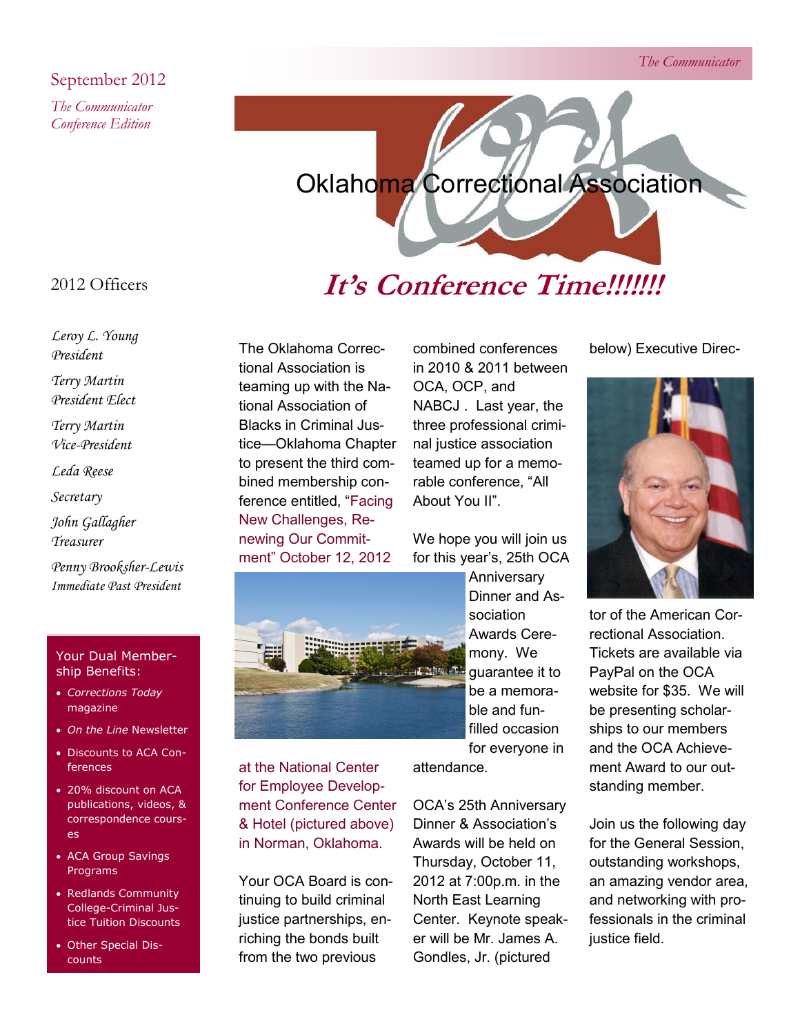September 2012

*The Communicator Conference Edition*

# Oklahoma Correctional Association

## It's Conference Time!!!!!!

## 2012 Officers

*Leroy L. Young*
*President*

*Terry Martin*
*President Elect*

*Terry Martin*
*Vice-President*

*Leda Reese*

*Secretary*

*John Gallagher*
*Treasurer*

*Penny Brooksher-Lewis*
*Immediate Past President*

### Your Dual Membership Benefits:

- *Corrections Today* magazine
- *On the Line* Newsletter
- Discounts to ACA Conferences
- 20% discount on ACA publications, videos, & correspondence courses
- ACA Group Savings Programs
- Redlands Community College-Criminal Justice Tuition Discounts
- Other Special Discounts

The Oklahoma Correctional Association is teaming up with the National Association of Blacks in Criminal Justice—Oklahoma Chapter to present the third combined membership conference entitled, "Facing New Challenges, Renewing Our Commitment" October 12, 2012 at the National Center for Employee Development Conference Center & Hotel (pictured above) in Norman, Oklahoma.

Your OCA Board is continuing to build criminal justice partnerships, enriching the bonds built from the two previous combined conferences in 2010 & 2011 between OCA, OCP, and NABCJ . Last year, the three professional criminal justice association teamed up for a memorable conference, "All About You II".

We hope you will join us for this year's, 25th OCA Anniversary Dinner and Association Awards Ceremony. We guarantee it to be a memorable and fun-filled occasion for everyone in attendance.

OCA's 25th Anniversary Dinner & Association's Awards will be held on Thursday, October 11, 2012 at 7:00p.m. in the North East Learning Center. Keynote speaker will be Mr. James A. Gondles, Jr. (pictured below) Executive Director of the American Correctional Association. Tickets are available via PayPal on the OCA website for $35. We will be presenting scholarships to our members and the OCA Achievement Award to our outstanding member.

Join us the following day for the General Session, outstanding workshops, an amazing vendor area, and networking with professionals in the criminal justice field.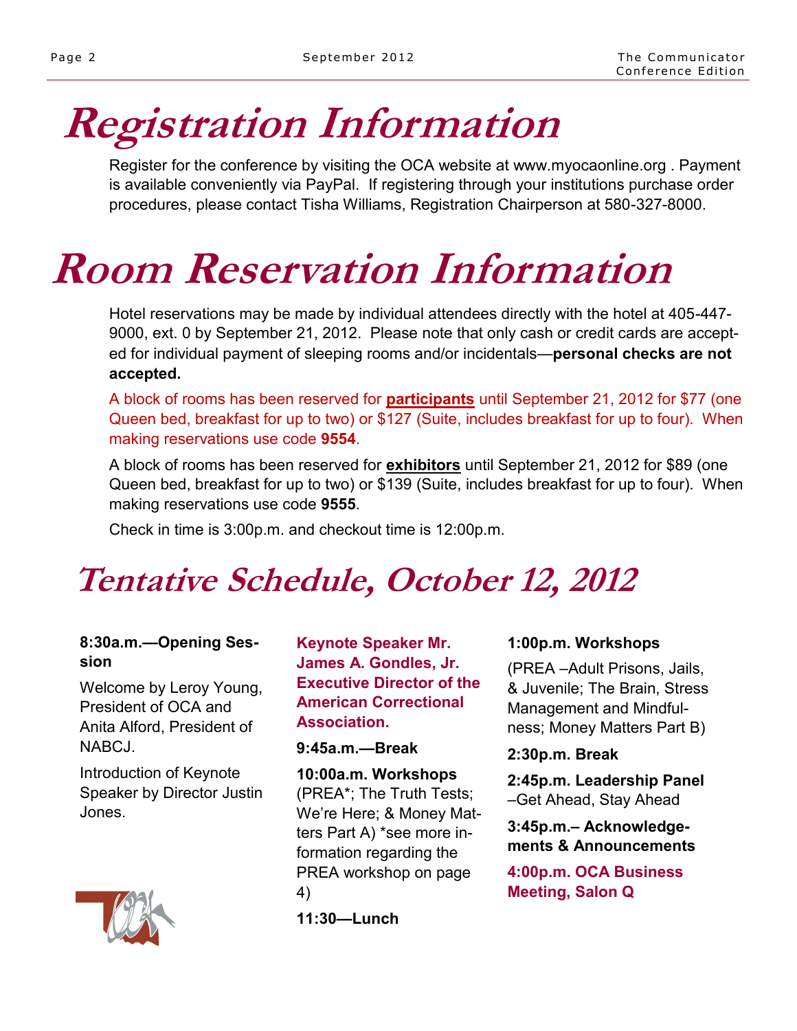# Registration Information

Register for the conference by visiting the OCA website at www.myocaonline.org . Payment is available conveniently via PayPal. If registering through your institutions purchase order procedures, please contact Tisha Williams, Registration Chairperson at 580-327-8000.

# Room Reservation Information

Hotel reservations may be made by individual attendees directly with the hotel at 405-447-9000, ext. 0 by September 21, 2012. Please note that only cash or credit cards are accepted for individual payment of sleeping rooms and/or incidentals—**personal checks are not accepted.**

A block of rooms has been reserved for **participants** until September 21, 2012 for $77 (one Queen bed, breakfast for up to two) or $127 (Suite, includes breakfast for up to four). When making reservations use code **9554**.

A block of rooms has been reserved for **exhibitors** until September 21, 2012 for $89 (one Queen bed, breakfast for up to two) or $139 (Suite, includes breakfast for up to four). When making reservations use code **9555**.

Check in time is 3:00p.m. and checkout time is 12:00p.m.

# Tentative Schedule, October 12, 2012

**8:30a.m.—Opening Session**

Welcome by Leroy Young, President of OCA and Anita Alford, President of NABCJ.

Introduction of Keynote Speaker by Director Justin Jones.

**Keynote Speaker Mr. James A. Gondles, Jr. Executive Director of the American Correctional Association.**

**9:45a.m.—Break**

**10:00a.m. Workshops** (PREA*; The Truth Tests; We're Here; & Money Matters Part A) *see more information regarding the PREA workshop on page 4)

**11:30—Lunch**

**1:00p.m. Workshops**

(PREA –Adult Prisons, Jails, & Juvenile; The Brain, Stress Management and Mindfulness; Money Matters Part B)

**2:30p.m. Break**

**2:45p.m. Leadership Panel** –Get Ahead, Stay Ahead

**3:45p.m.– Acknowledgements & Announcements**

**4:00p.m. OCA Business Meeting, Salon Q**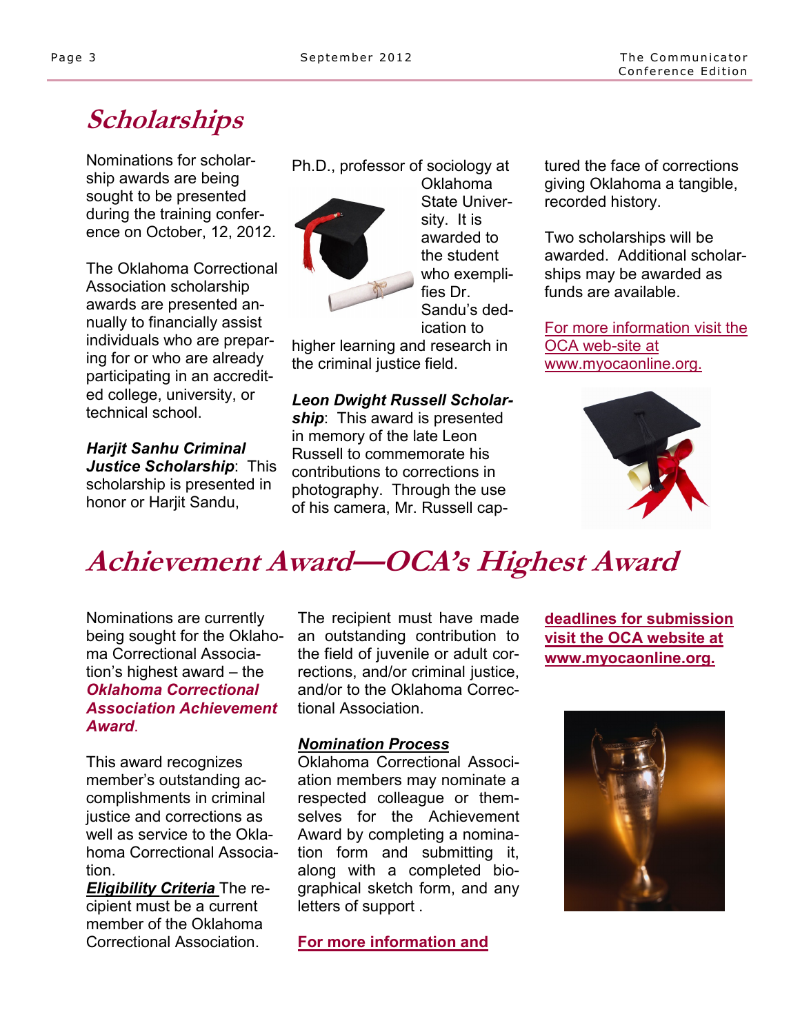# Scholarships

Nominations for scholarship awards are being sought to be presented during the training conference on October, 12, 2012.

The Oklahoma Correctional Association scholarship awards are presented annually to financially assist individuals who are preparing for or who are already participating in an accredited college, university, or technical school.

***Harjit Sanhu Criminal Justice Scholarship***: This scholarship is presented in honor or Harjit Sandu, Ph.D., professor of sociology at Oklahoma State University. It is awarded to the student who exemplifies Dr. Sandu's dedication to higher learning and research in the criminal justice field.

***Leon Dwight Russell Scholarship***: This award is presented in memory of the late Leon Russell to commemorate his contributions to corrections in photography. Through the use of his camera, Mr. Russell captured the face of corrections giving Oklahoma a tangible, recorded history.

Two scholarships will be awarded. Additional scholarships may be awarded as funds are available.

For more information visit the OCA web-site at www.myocaonline.org.

# Achievement Award—OCA's Highest Award

Nominations are currently being sought for the Oklahoma Correctional Association's highest award – the ***Oklahoma Correctional Association Achievement Award***.

This award recognizes member's outstanding accomplishments in criminal justice and corrections as well as service to the Oklahoma Correctional Association.

***Eligibility Criteria*** The recipient must be a current member of the Oklahoma Correctional Association. The recipient must have made an outstanding contribution to the field of juvenile or adult corrections, and/or criminal justice, and/or to the Oklahoma Correctional Association.

***Nomination Process***

Oklahoma Correctional Association members may nominate a respected colleague or themselves for the Achievement Award by completing a nomination form and submitting it, along with a completed biographical sketch form, and any letters of support .

**For more information and deadlines for submission visit the OCA website at www.myocaonline.org.**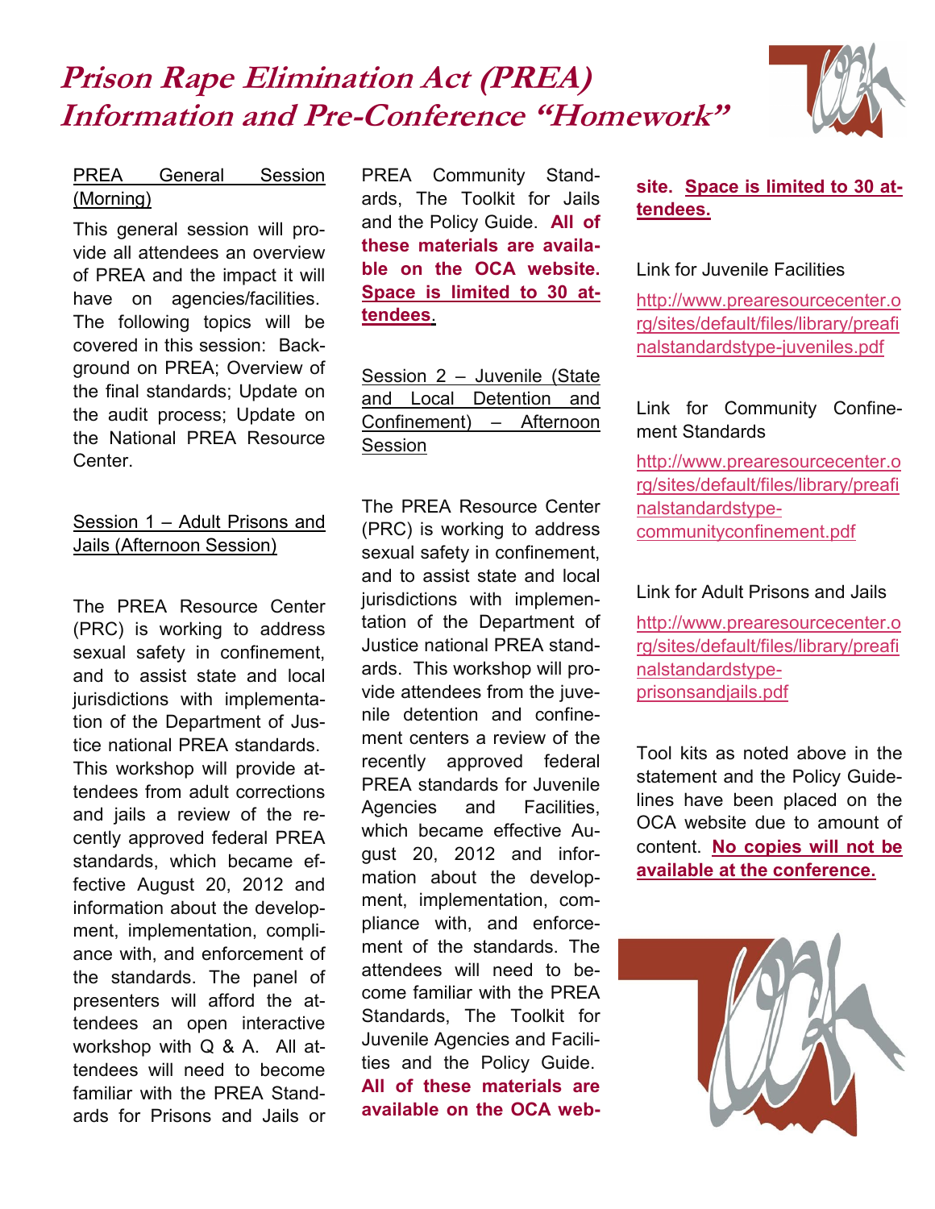# *Prison Rape Elimination Act (PREA) Information and Pre-Conference "Homework"*

PREA General Session (Morning)

This general session will provide all attendees an overview of PREA and the impact it will have on agencies/facilities. The following topics will be covered in this session: Background on PREA; Overview of the final standards; Update on the audit process; Update on the National PREA Resource Center.

Session 1 – Adult Prisons and Jails (Afternoon Session)

The PREA Resource Center (PRC) is working to address sexual safety in confinement, and to assist state and local jurisdictions with implementation of the Department of Justice national PREA standards. This workshop will provide attendees from adult corrections and jails a review of the recently approved federal PREA standards, which became effective August 20, 2012 and information about the development, implementation, compliance with, and enforcement of the standards. The panel of presenters will afford the attendees an open interactive workshop with Q & A. All attendees will need to become familiar with the PREA Standards for Prisons and Jails or PREA Community Standards, The Toolkit for Jails and the Policy Guide. **All of these materials are available on the OCA website. Space is limited to 30 attendees**.

Session 2 – Juvenile (State and Local Detention and Confinement) – Afternoon Session

The PREA Resource Center (PRC) is working to address sexual safety in confinement, and to assist state and local jurisdictions with implementation of the Department of Justice national PREA standards. This workshop will provide attendees from the juvenile detention and confinement centers a review of the recently approved federal PREA standards for Juvenile Agencies and Facilities, which became effective August 20, 2012 and information about the development, implementation, compliance with, and enforcement of the standards. The attendees will need to become familiar with the PREA Standards, The Toolkit for Juvenile Agencies and Facilities and the Policy Guide. **All of these materials are available on the OCA website. Space is limited to 30 attendees.**

Link for Juvenile Facilities

http://www.prearesourcecenter.org/sites/default/files/library/preafinalstandardstype-juveniles.pdf

Link for Community Confinement Standards

http://www.prearesourcecenter.org/sites/default/files/library/preafinalstandardstype-communityconfinement.pdf

Link for Adult Prisons and Jails

http://www.prearesourcecenter.org/sites/default/files/library/preafinalstandardstype-prisonsandjails.pdf

Tool kits as noted above in the statement and the Policy Guidelines have been placed on the OCA website due to amount of content. **No copies will not be available at the conference.**